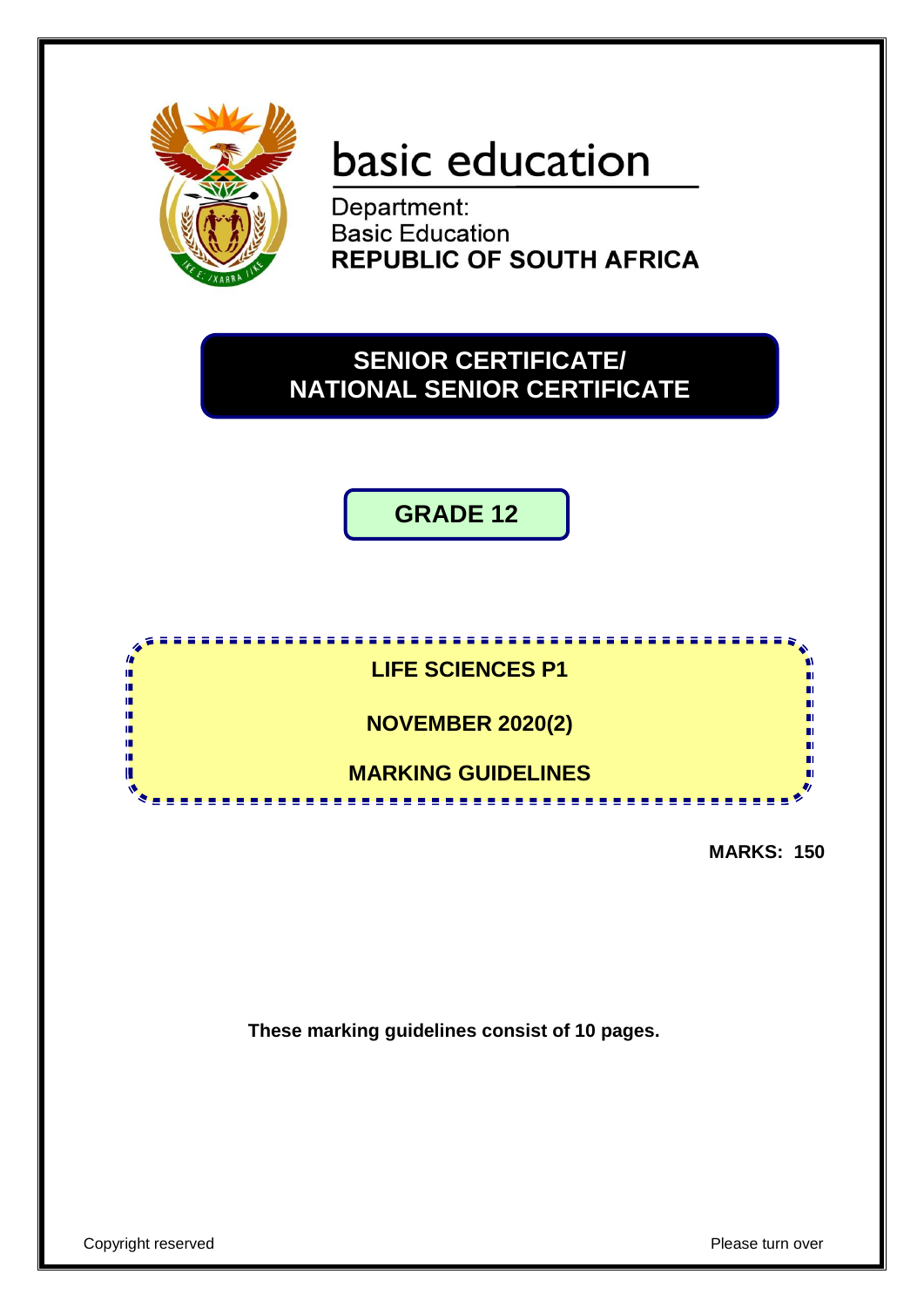basic education

Department:
Basic Education
**REPUBLIC OF SOUTH AFRICA**

# SENIOR CERTIFICATE/ NATIONAL SENIOR CERTIFICATE

## GRADE 12

**LIFE SCIENCES P1**

**NOVEMBER 2020(2)**

**MARKING GUIDELINES**

**MARKS: 150**

**These marking guidelines consist of 10 pages.**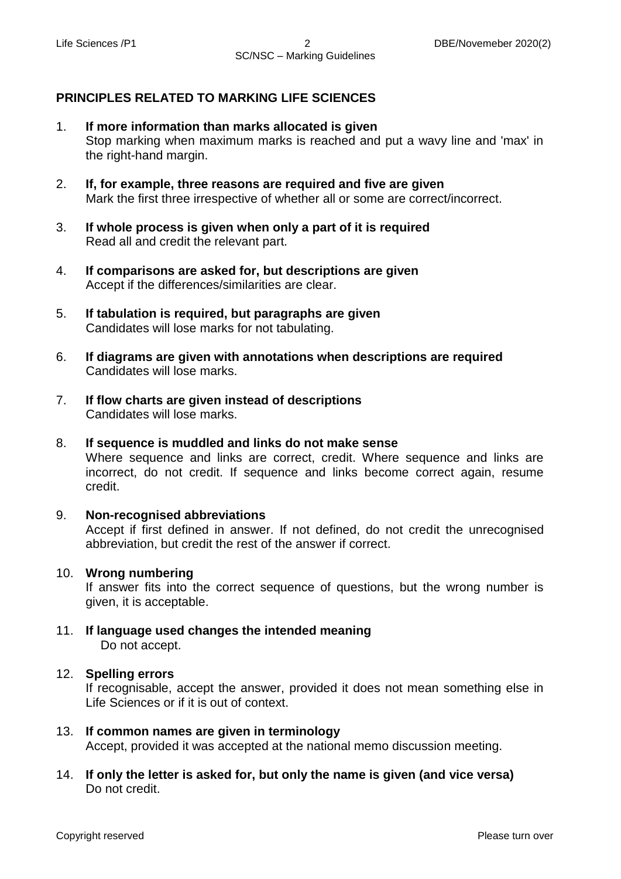## PRINCIPLES RELATED TO MARKING LIFE SCIENCES

1. **If more information than marks allocated is given**
   Stop marking when maximum marks is reached and put a wavy line and 'max' in the right-hand margin.

2. **If, for example, three reasons are required and five are given**
   Mark the first three irrespective of whether all or some are correct/incorrect.

3. **If whole process is given when only a part of it is required**
   Read all and credit the relevant part.

4. **If comparisons are asked for, but descriptions are given**
   Accept if the differences/similarities are clear.

5. **If tabulation is required, but paragraphs are given**
   Candidates will lose marks for not tabulating.

6. **If diagrams are given with annotations when descriptions are required**
   Candidates will lose marks.

7. **If flow charts are given instead of descriptions**
   Candidates will lose marks.

8. **If sequence is muddled and links do not make sense**
   Where sequence and links are correct, credit. Where sequence and links are incorrect, do not credit. If sequence and links become correct again, resume credit.

9. **Non-recognised abbreviations**
   Accept if first defined in answer. If not defined, do not credit the unrecognised abbreviation, but credit the rest of the answer if correct.

10. **Wrong numbering**
    If answer fits into the correct sequence of questions, but the wrong number is given, it is acceptable.

11. **If language used changes the intended meaning**
    Do not accept.

12. **Spelling errors**
    If recognisable, accept the answer, provided it does not mean something else in Life Sciences or if it is out of context.

13. **If common names are given in terminology**
    Accept, provided it was accepted at the national memo discussion meeting.

14. **If only the letter is asked for, but only the name is given (and vice versa)**
    Do not credit.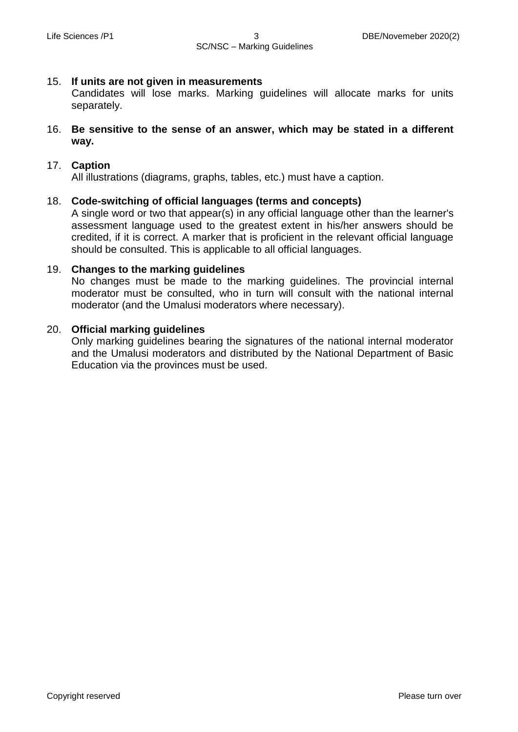15. **If units are not given in measurements**
    Candidates will lose marks. Marking guidelines will allocate marks for units separately.

16. **Be sensitive to the sense of an answer, which may be stated in a different way.**

17. **Caption**
    All illustrations (diagrams, graphs, tables, etc.) must have a caption.

18. **Code-switching of official languages (terms and concepts)**
    A single word or two that appear(s) in any official language other than the learner's assessment language used to the greatest extent in his/her answers should be credited, if it is correct. A marker that is proficient in the relevant official language should be consulted. This is applicable to all official languages.

19. **Changes to the marking guidelines**
    No changes must be made to the marking guidelines. The provincial internal moderator must be consulted, who in turn will consult with the national internal moderator (and the Umalusi moderators where necessary).

20. **Official marking guidelines**
    Only marking guidelines bearing the signatures of the national internal moderator and the Umalusi moderators and distributed by the National Department of Basic Education via the provinces must be used.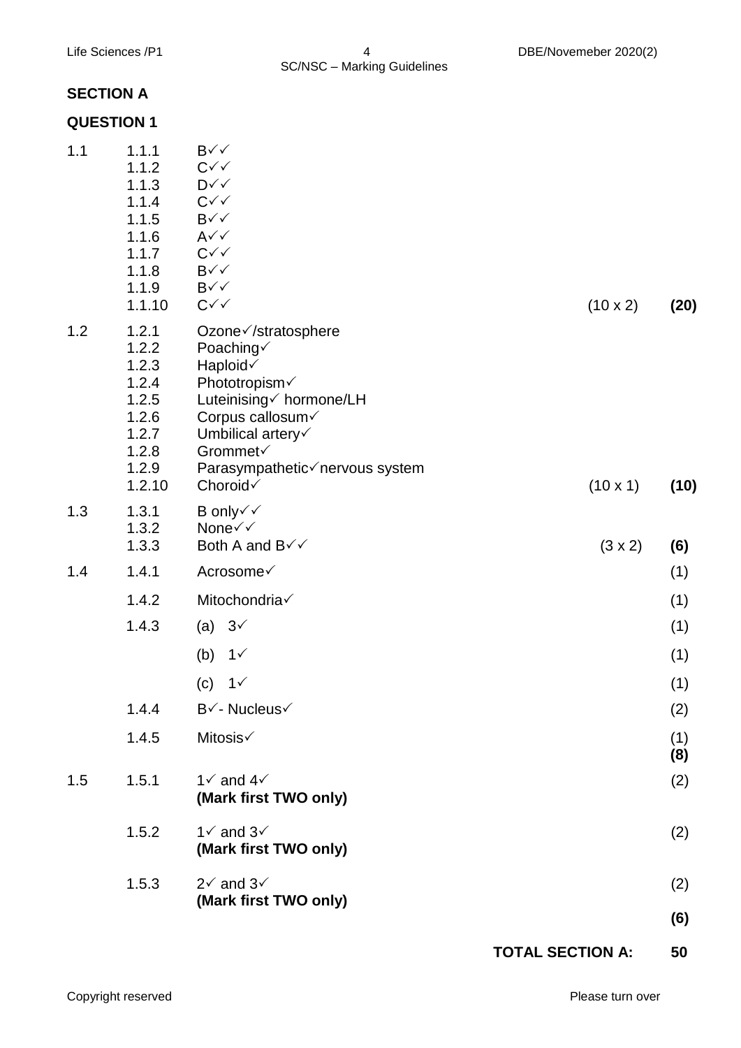## SECTION A

### QUESTION 1

| | | | | |
|---|---|---|---|---|
| 1.1 | 1.1.1 | B✓✓ | | |
| | 1.1.2 | C✓✓ | | |
| | 1.1.3 | D✓✓ | | |
| | 1.1.4 | C✓✓ | | |
| | 1.1.5 | B✓✓ | | |
| | 1.1.6 | A✓✓ | | |
| | 1.1.7 | C✓✓ | | |
| | 1.1.8 | B✓✓ | | |
| | 1.1.9 | B✓✓ | | |
| | 1.1.10 | C✓✓ | (10 x 2) | **(20)** |
| 1.2 | 1.2.1 | Ozone✓/stratosphere | | |
| | 1.2.2 | Poaching✓ | | |
| | 1.2.3 | Haploid✓ | | |
| | 1.2.4 | Phototropism✓ | | |
| | 1.2.5 | Luteinising✓ hormone/LH | | |
| | 1.2.6 | Corpus callosum✓ | | |
| | 1.2.7 | Umbilical artery✓ | | |
| | 1.2.8 | Grommet✓ | | |
| | 1.2.9 | Parasympathetic✓nervous system | | |
| | 1.2.10 | Choroid✓ | (10 x 1) | **(10)** |
| 1.3 | 1.3.1 | B only✓✓ | | |
| | 1.3.2 | None✓✓ | | |
| | 1.3.3 | Both A and B✓✓ | (3 x 2) | **(6)** |
| 1.4 | 1.4.1 | Acrosome✓ | | (1) |
| | 1.4.2 | Mitochondria✓ | | (1) |
| | 1.4.3 | (a) 3✓ | | (1) |
| | | (b) 1✓ | | (1) |
| | | (c) 1✓ | | (1) |
| | 1.4.4 | B✓- Nucleus✓ | | (2) |
| | 1.4.5 | Mitosis✓ | | (1) **(8)** |
| 1.5 | 1.5.1 | 1✓ and 4✓ **(Mark first TWO only)** | | (2) |
| | 1.5.2 | 1✓ and 3✓ **(Mark first TWO only)** | | (2) |
| | 1.5.3 | 2✓ and 3✓ **(Mark first TWO only)** | | (2) **(6)** |

**TOTAL SECTION A: 50**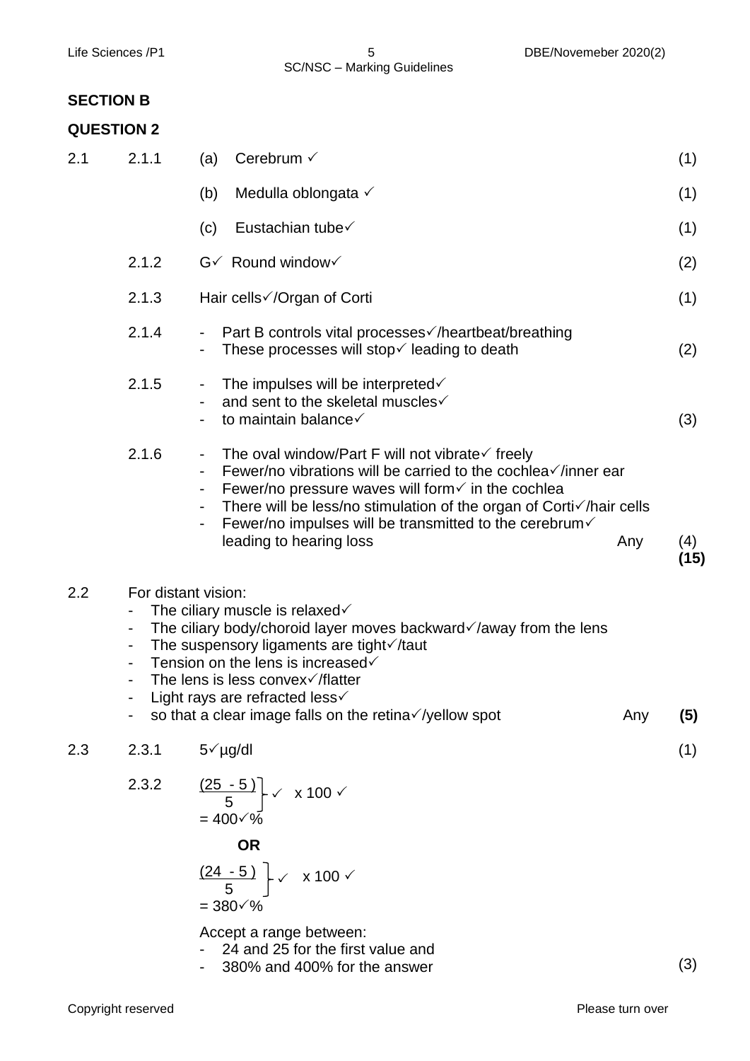## SECTION B

### QUESTION 2

| | | | | |
|---|---|---|---|---|
| 2.1 | 2.1.1 | (a) Cerebrum ✓ | | (1) |
| | | (b) Medulla oblongata ✓ | | (1) |
| | | (c) Eustachian tube✓ | | (1) |
| | 2.1.2 | G✓ Round window✓ | | (2) |
| | 2.1.3 | Hair cells✓/Organ of Corti | | (1) |
| | 2.1.4 | - Part B controls vital processes✓/heartbeat/breathing<br>- These processes will stop✓ leading to death | | (2) |
| | 2.1.5 | - The impulses will be interpreted✓<br>- and sent to the skeletal muscles✓<br>- to maintain balance✓ | | (3) |
| | 2.1.6 | - The oval window/Part F will not vibrate✓ freely<br>- Fewer/no vibrations will be carried to the cochlea✓/inner ear<br>- Fewer/no pressure waves will form✓ in the cochlea<br>- There will be less/no stimulation of the organ of Corti✓/hair cells<br>- Fewer/no impulses will be transmitted to the cerebrum✓ leading to hearing loss | Any | (4)<br>**(15)** |

2.2 For distant vision:

- The ciliary muscle is relaxed✓
- The ciliary body/choroid layer moves backward✓/away from the lens
- The suspensory ligaments are tight✓/taut
- Tension on the lens is increased✓
- The lens is less convex✓/flatter
- Light rays are refracted less✓
- so that a clear image falls on the retina✓/yellow spot — Any **(5)**

2.3 2.3.1 5✓µg/dl (1)

2.3.2

$$\frac{(25 - 5)}{5} \checkmark \times 100 \checkmark$$

$= 400\checkmark\%$

**OR**

$$\frac{(24 - 5)}{5} \checkmark \times 100 \checkmark$$

$= 380\checkmark\%$

Accept a range between:

- 24 and 25 for the first value and
- 380% and 400% for the answer (3)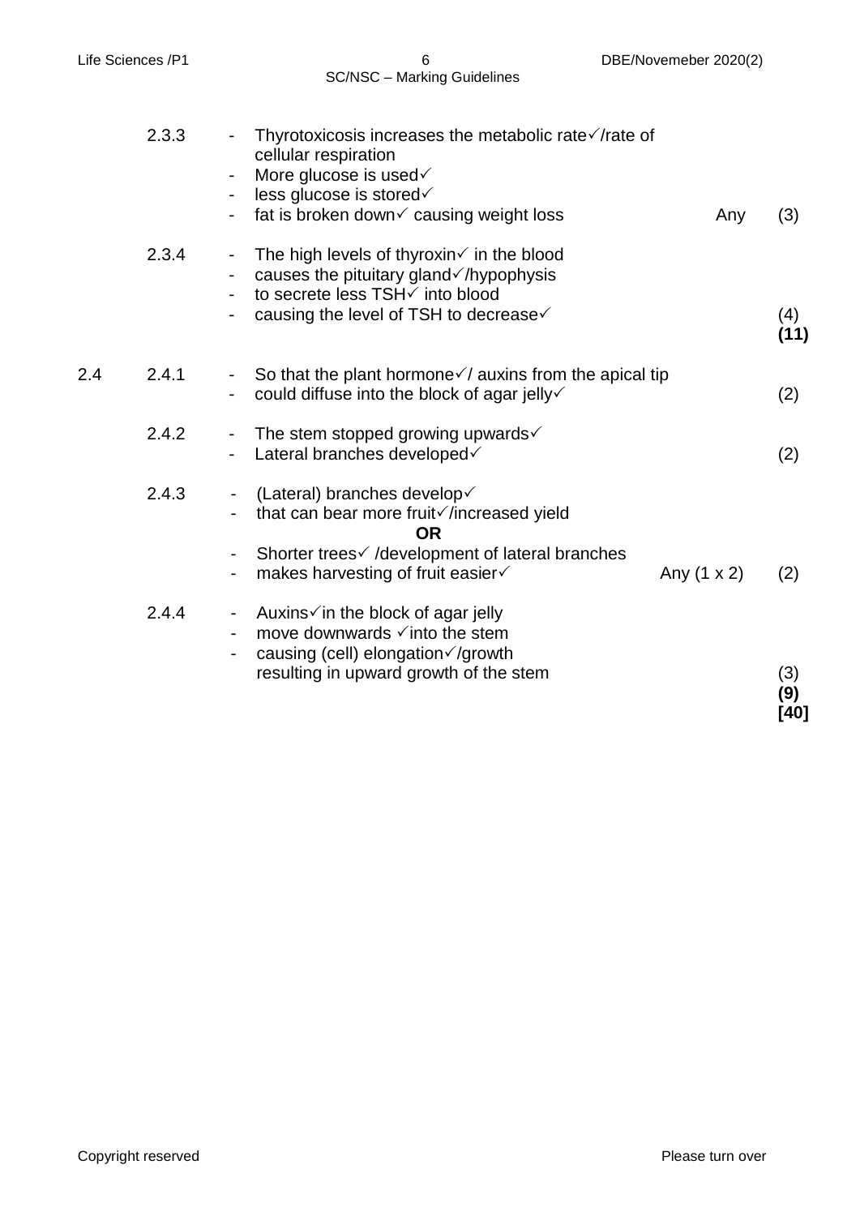2.3.3
- Thyrotoxicosis increases the metabolic rate✓/rate of cellular respiration
- More glucose is used✓
- less glucose is stored✓
- fat is broken down✓ causing weight loss — Any (3)

2.3.4
- The high levels of thyroxin✓ in the blood
- causes the pituitary gland✓/hypophysis
- to secrete less TSH✓ into blood
- causing the level of TSH to decrease✓ (4)

**(11)**

2.4

2.4.1
- So that the plant hormone✓/ auxins from the apical tip
- could diffuse into the block of agar jelly✓ (2)

2.4.2
- The stem stopped growing upwards✓
- Lateral branches developed✓ (2)

2.4.3
- (Lateral) branches develop✓
- that can bear more fruit✓/increased yield

**OR**

- Shorter trees✓ /development of lateral branches
- makes harvesting of fruit easier✓ — Any (1 x 2) (2)

2.4.4
- Auxins✓in the block of agar jelly
- move downwards ✓into the stem
- causing (cell) elongation✓/growth resulting in upward growth of the stem (3)

**(9)**

**[40]**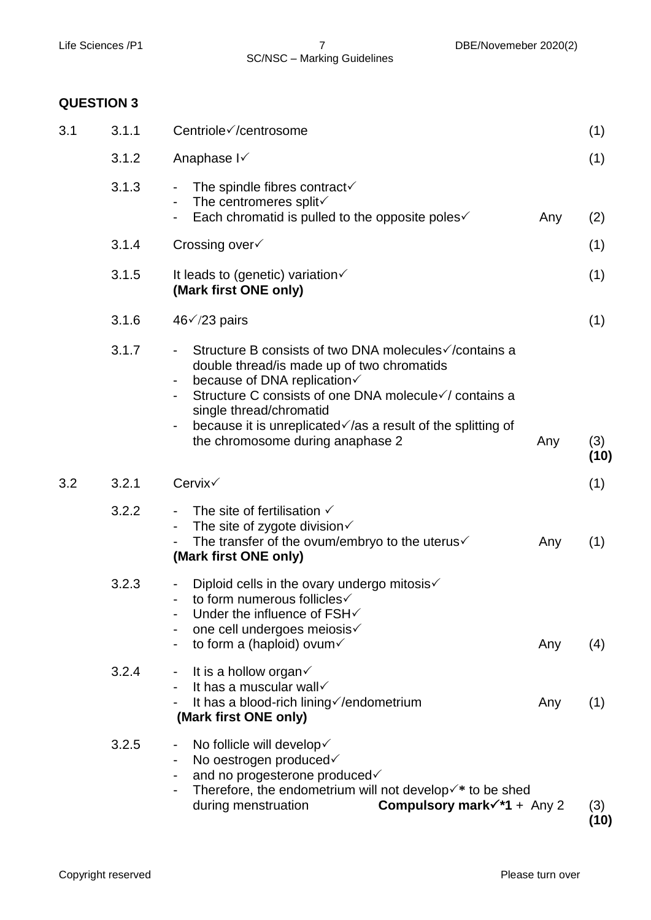## QUESTION 3

| | | | | |
|---|---|---|---|---|
| 3.1 | 3.1.1 | Centriole✓/centrosome | | (1) |
| | 3.1.2 | Anaphase I✓ | | (1) |
| | 3.1.3 | - The spindle fibres contract✓<br>- The centromeres split✓<br>- Each chromatid is pulled to the opposite poles✓ | Any | (2) |
| | 3.1.4 | Crossing over✓ | | (1) |
| | 3.1.5 | It leads to (genetic) variation✓<br>**(Mark first ONE only)** | | (1) |
| | 3.1.6 | 46✓/23 pairs | | (1) |
| | 3.1.7 | - Structure B consists of two DNA molecules✓/contains a double thread/is made up of two chromatids<br>- because of DNA replication✓<br>- Structure C consists of one DNA molecule✓/ contains a single thread/chromatid<br>- because it is unreplicated✓/as a result of the splitting of the chromosome during anaphase 2 | Any | (3)<br>**(10)** |
| 3.2 | 3.2.1 | Cervix✓ | | (1) |
| | 3.2.2 | - The site of fertilisation ✓<br>- The site of zygote division✓<br>- The transfer of the ovum/embryo to the uterus✓<br>**(Mark first ONE only)** | Any | (1) |
| | 3.2.3 | - Diploid cells in the ovary undergo mitosis✓<br>- to form numerous follicles✓<br>- Under the influence of FSH✓<br>- one cell undergoes meiosis✓<br>- to form a (haploid) ovum✓ | Any | (4) |
| | 3.2.4 | - It is a hollow organ✓<br>- It has a muscular wall✓<br>- It has a blood-rich lining✓/endometrium<br>**(Mark first ONE only)** | Any | (1) |
| | 3.2.5 | - No follicle will develop✓<br>- No oestrogen produced✓<br>- and no progesterone produced✓<br>- Therefore, the endometrium will not develop✓* to be shed during menstruation | **Compulsory mark✓*1** + Any 2 | (3)<br>**(10)** |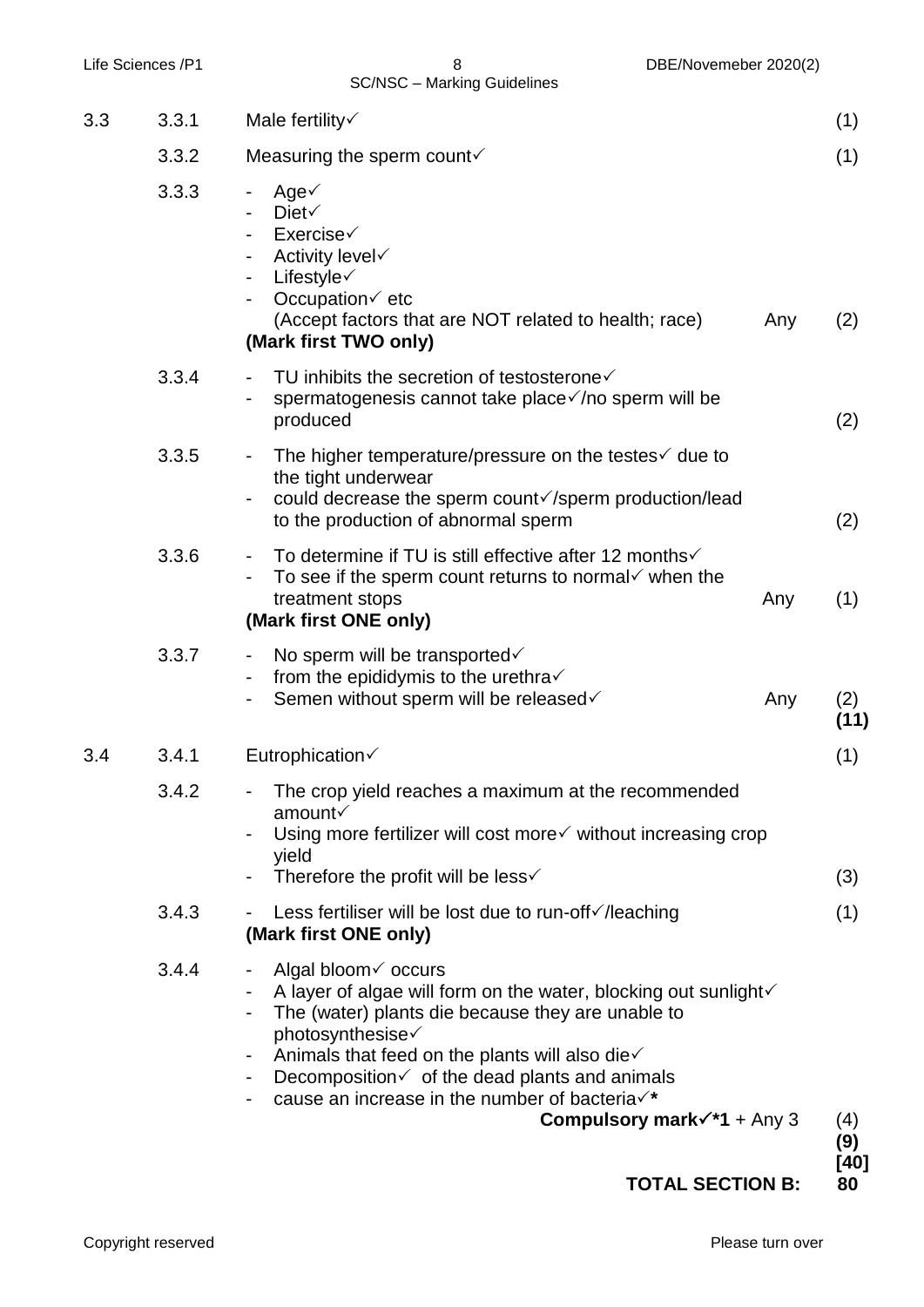| | | | | |
|---|---|---|---|---|
| 3.3 | 3.3.1 | Male fertility✓ | | (1) |
| | 3.3.2 | Measuring the sperm count✓ | | (1) |
| | 3.3.3 | - Age✓<br>- Diet✓<br>- Exercise✓<br>- Activity level✓<br>- Lifestyle✓<br>- Occupation✓ etc<br>(Accept factors that are NOT related to health; race)<br>**(Mark first TWO only)** | Any | (2) |
| | 3.3.4 | - TU inhibits the secretion of testosterone✓<br>- spermatogenesis cannot take place✓/no sperm will be produced | | (2) |
| | 3.3.5 | - The higher temperature/pressure on the testes✓ due to the tight underwear<br>- could decrease the sperm count✓/sperm production/lead to the production of abnormal sperm | | (2) |
| | 3.3.6 | - To determine if TU is still effective after 12 months✓<br>- To see if the sperm count returns to normal✓ when the treatment stops<br>**(Mark first ONE only)** | Any | (1) |
| | 3.3.7 | - No sperm will be transported✓<br>- from the epididymis to the urethra✓<br>- Semen without sperm will be released✓ | Any | (2)<br>**(11)** |
| 3.4 | 3.4.1 | Eutrophication✓ | | (1) |
| | 3.4.2 | - The crop yield reaches a maximum at the recommended amount✓<br>- Using more fertilizer will cost more✓ without increasing crop yield<br>- Therefore the profit will be less✓ | | (3) |
| | 3.4.3 | - Less fertiliser will be lost due to run-off✓/leaching<br>**(Mark first ONE only)** | | (1) |
| | 3.4.4 | - Algal bloom✓ occurs<br>- A layer of algae will form on the water, blocking out sunlight✓<br>- The (water) plants die because they are unable to photosynthesise✓<br>- Animals that feed on the plants will also die✓<br>- Decomposition✓ of the dead plants and animals<br>- cause an increase in the number of bacteria✓*<br>**Compulsory mark✓*1** + Any 3 | | (4)<br>**(9)**<br>**[40]** |
| | | **TOTAL SECTION B:** | | **80** |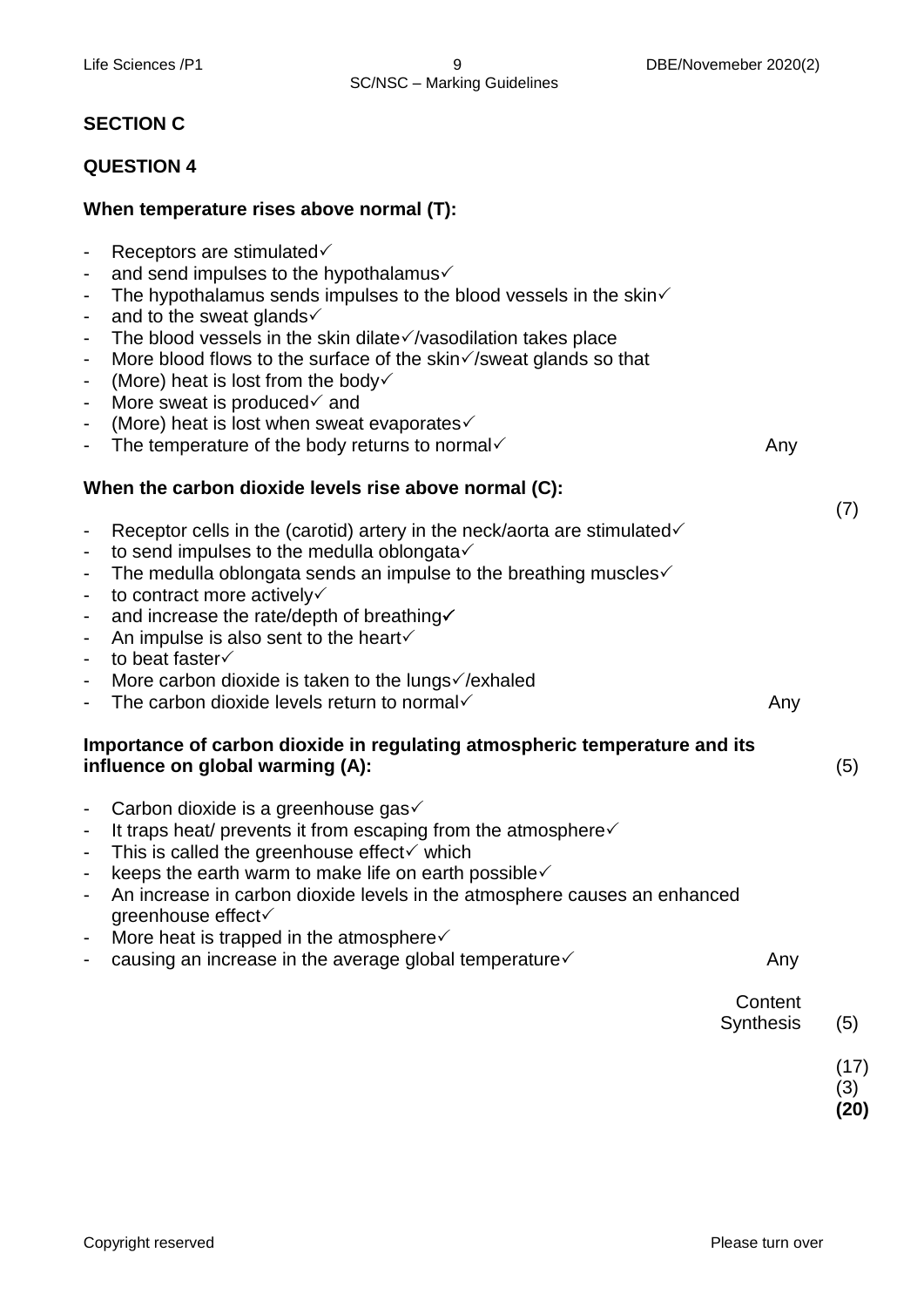## SECTION C

### QUESTION 4

**When temperature rises above normal (T):**

- Receptors are stimulated✓
- and send impulses to the hypothalamus✓
- The hypothalamus sends impulses to the blood vessels in the skin✓
- and to the sweat glands✓
- The blood vessels in the skin dilate✓/vasodilation takes place
- More blood flows to the surface of the skin✓/sweat glands so that
- (More) heat is lost from the body✓
- More sweat is produced✓ and
- (More) heat is lost when sweat evaporates✓
- The temperature of the body returns to normal✓ Any (7)

**When the carbon dioxide levels rise above normal (C):**

- Receptor cells in the (carotid) artery in the neck/aorta are stimulated✓
- to send impulses to the medulla oblongata✓
- The medulla oblongata sends an impulse to the breathing muscles✓
- to contract more actively✓
- and increase the rate/depth of breathing✓
- An impulse is also sent to the heart✓
- to beat faster✓
- More carbon dioxide is taken to the lungs✓/exhaled
- The carbon dioxide levels return to normal✓ Any (5)

**Importance of carbon dioxide in regulating atmospheric temperature and its influence on global warming (A):**

- Carbon dioxide is a greenhouse gas✓
- It traps heat/ prevents it from escaping from the atmosphere✓
- This is called the greenhouse effect✓ which
- keeps the earth warm to make life on earth possible✓
- An increase in carbon dioxide levels in the atmosphere causes an enhanced greenhouse effect✓
- More heat is trapped in the atmosphere✓
- causing an increase in the average global temperature✓ Any (5)

Content (17)
Synthesis (3)
**(20)**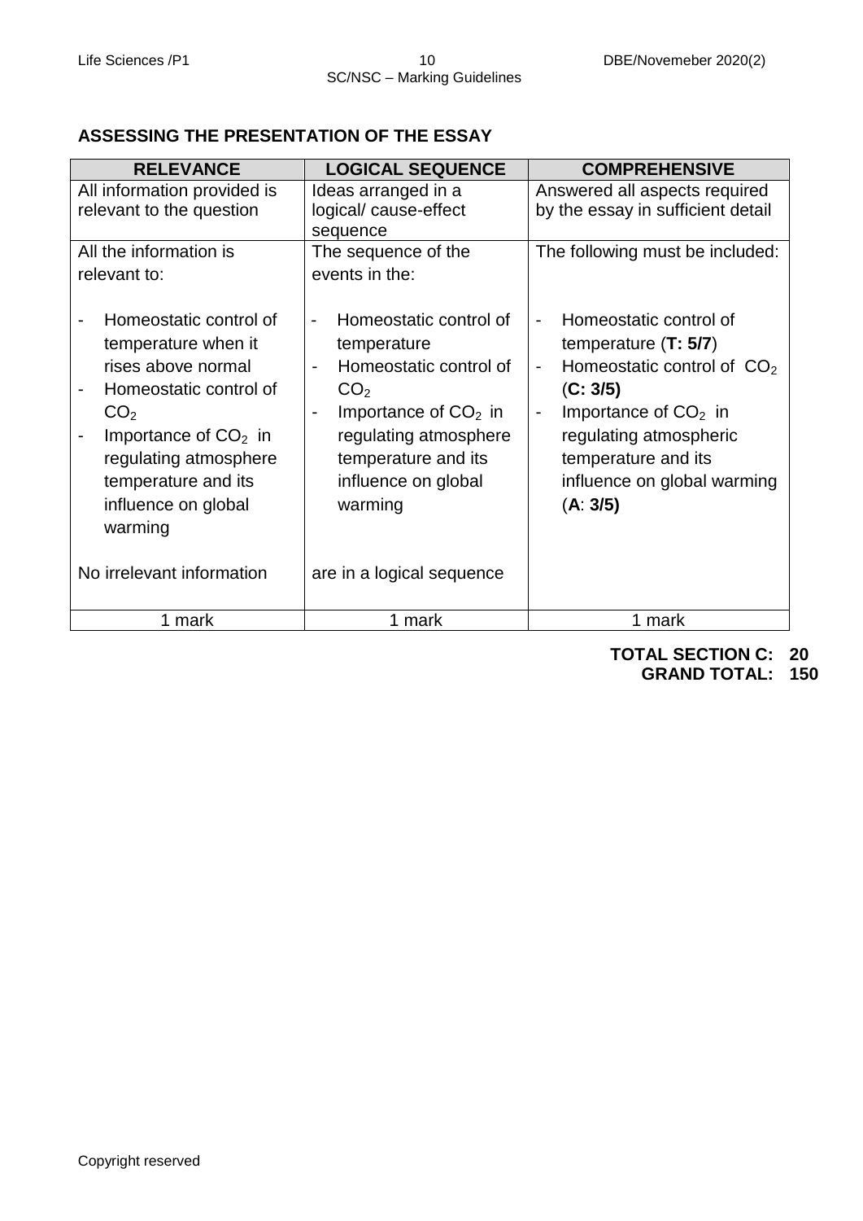## ASSESSING THE PRESENTATION OF THE ESSAY

| RELEVANCE | LOGICAL SEQUENCE | COMPREHENSIVE |
| --- | --- | --- |
| All information provided is relevant to the question | Ideas arranged in a logical/ cause-effect sequence | Answered all aspects required by the essay in sufficient detail |
| All the information is relevant to:<br><br>- Homeostatic control of temperature when it rises above normal<br>- Homeostatic control of $CO_2$<br>- Importance of $CO_2$ in regulating atmosphere temperature and its influence on global warming<br><br>No irrelevant information | The sequence of the events in the:<br><br>- Homeostatic control of temperature<br>- Homeostatic control of $CO_2$<br>- Importance of $CO_2$ in regulating atmosphere temperature and its influence on global warming<br><br>are in a logical sequence | The following must be included:<br><br>- Homeostatic control of temperature (**T: 5/7**)<br>- Homeostatic control of $CO_2$ (**C: 3/5)**<br>- Importance of $CO_2$ in regulating atmospheric temperature and its influence on global warming (**A**: **3/5)** |
| 1 mark | 1 mark | 1 mark |

**TOTAL SECTION C: 20**
**GRAND TOTAL: 150**